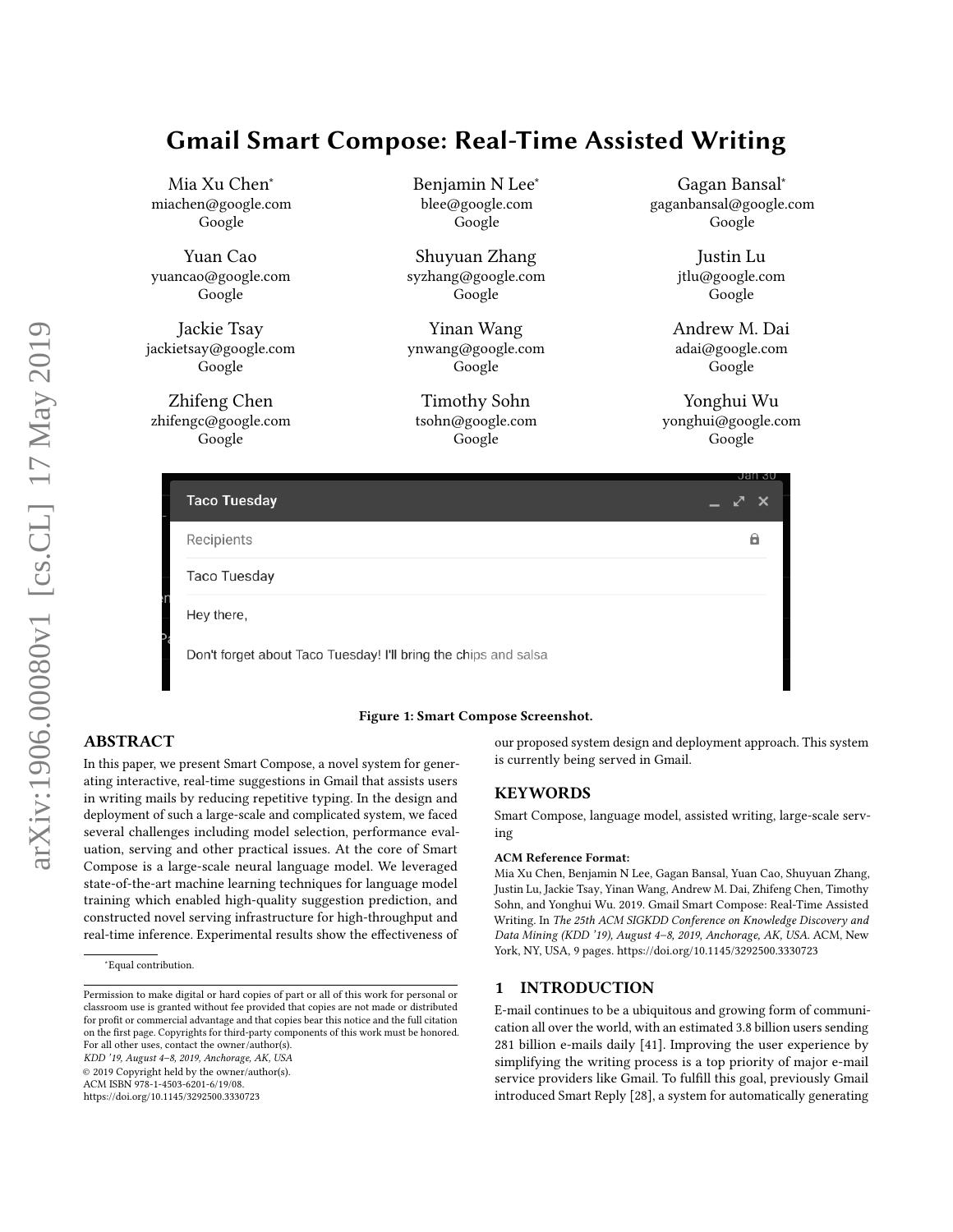# Gmail Smart Compose: Real-Time Assisted Writing

Mia Xu Chen*
miachen@google.com
Google

Benjamin N Lee*
blee@google.com
Google

Gagan Bansal*
gaganbansal@google.com
Google

Yuan Cao
yuancao@google.com
Google

Shuyuan Zhang
syzhang@google.com
Google

Justin Lu
jtlu@google.com
Google

Jackie Tsay
jackietsay@google.com
Google

Yinan Wang
ynwang@google.com
Google

Andrew M. Dai
adai@google.com
Google

Zhifeng Chen
zhifengc@google.com
Google

Timothy Sohn
tsohn@google.com
Google

Yonghui Wu
yonghui@google.com
Google

**Figure 1: Smart Compose Screenshot.**

## ABSTRACT

In this paper, we present Smart Compose, a novel system for generating interactive, real-time suggestions in Gmail that assists users in writing mails by reducing repetitive typing. In the design and deployment of such a large-scale and complicated system, we faced several challenges including model selection, performance evaluation, serving and other practical issues. At the core of Smart Compose is a large-scale neural language model. We leveraged state-of-the-art machine learning techniques for language model training which enabled high-quality suggestion prediction, and constructed novel serving infrastructure for high-throughput and real-time inference. Experimental results show the effectiveness of our proposed system design and deployment approach. This system is currently being served in Gmail.

*Equal contribution.

Permission to make digital or hard copies of part or all of this work for personal or classroom use is granted without fee provided that copies are not made or distributed for profit or commercial advantage and that copies bear this notice and the full citation on the first page. Copyrights for third-party components of this work must be honored. For all other uses, contact the owner/author(s).
*KDD '19, August 4–8, 2019, Anchorage, AK, USA*
© 2019 Copyright held by the owner/author(s).
ACM ISBN 978-1-4503-6201-6/19/08.
https://doi.org/10.1145/3292500.3330723

## KEYWORDS

Smart Compose, language model, assisted writing, large-scale serving

**ACM Reference Format:**
Mia Xu Chen, Benjamin N Lee, Gagan Bansal, Yuan Cao, Shuyuan Zhang, Justin Lu, Jackie Tsay, Yinan Wang, Andrew M. Dai, Zhifeng Chen, Timothy Sohn, and Yonghui Wu. 2019. Gmail Smart Compose: Real-Time Assisted Writing. In *The 25th ACM SIGKDD Conference on Knowledge Discovery and Data Mining (KDD '19), August 4–8, 2019, Anchorage, AK, USA.* ACM, New York, NY, USA, 9 pages. https://doi.org/10.1145/3292500.3330723

## 1 INTRODUCTION

E-mail continues to be a ubiquitous and growing form of communication all over the world, with an estimated 3.8 billion users sending 281 billion e-mails daily [41]. Improving the user experience by simplifying the writing process is a top priority of major e-mail service providers like Gmail. To fulfill this goal, previously Gmail introduced Smart Reply [28], a system for automatically generating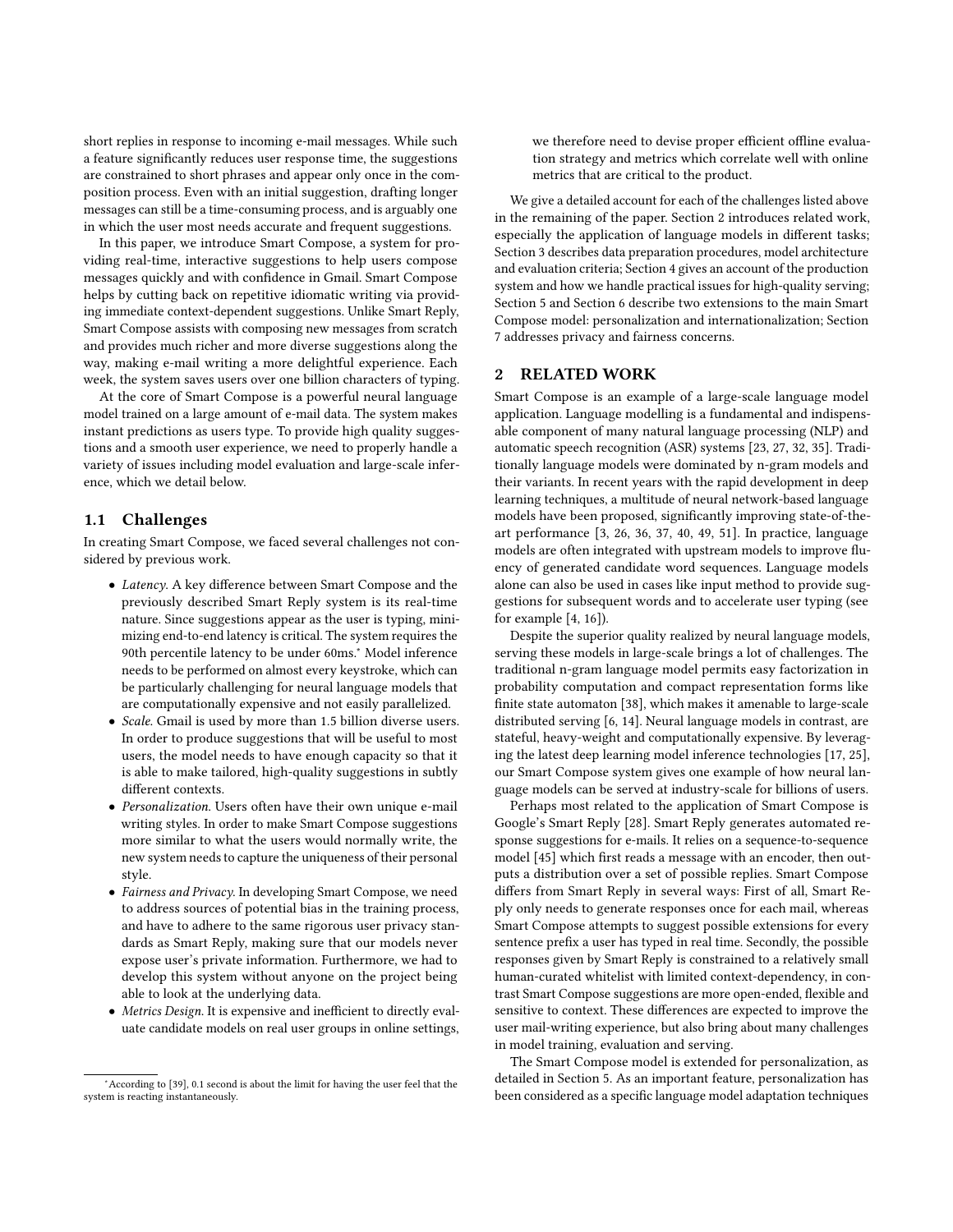short replies in response to incoming e-mail messages. While such a feature significantly reduces user response time, the suggestions are constrained to short phrases and appear only once in the composition process. Even with an initial suggestion, drafting longer messages can still be a time-consuming process, and is arguably one in which the user most needs accurate and frequent suggestions.

In this paper, we introduce Smart Compose, a system for providing real-time, interactive suggestions to help users compose messages quickly and with confidence in Gmail. Smart Compose helps by cutting back on repetitive idiomatic writing via providing immediate context-dependent suggestions. Unlike Smart Reply, Smart Compose assists with composing new messages from scratch and provides much richer and more diverse suggestions along the way, making e-mail writing a more delightful experience. Each week, the system saves users over one billion characters of typing.

At the core of Smart Compose is a powerful neural language model trained on a large amount of e-mail data. The system makes instant predictions as users type. To provide high quality suggestions and a smooth user experience, we need to properly handle a variety of issues including model evaluation and large-scale inference, which we detail below.

### 1.1 Challenges

In creating Smart Compose, we faced several challenges not considered by previous work.

- *Latency.* A key difference between Smart Compose and the previously described Smart Reply system is its real-time nature. Since suggestions appear as the user is typing, minimizing end-to-end latency is critical. The system requires the 90th percentile latency to be under 60ms.* Model inference needs to be performed on almost every keystroke, which can be particularly challenging for neural language models that are computationally expensive and not easily parallelized.
- *Scale.* Gmail is used by more than 1.5 billion diverse users. In order to produce suggestions that will be useful to most users, the model needs to have enough capacity so that it is able to make tailored, high-quality suggestions in subtly different contexts.
- *Personalization.* Users often have their own unique e-mail writing styles. In order to make Smart Compose suggestions more similar to what the users would normally write, the new system needs to capture the uniqueness of their personal style.
- *Fairness and Privacy.* In developing Smart Compose, we need to address sources of potential bias in the training process, and have to adhere to the same rigorous user privacy standards as Smart Reply, making sure that our models never expose user's private information. Furthermore, we had to develop this system without anyone on the project being able to look at the underlying data.
- *Metrics Design.* It is expensive and inefficient to directly evaluate candidate models on real user groups in online settings, we therefore need to devise proper efficient offline evaluation strategy and metrics which correlate well with online metrics that are critical to the product.

We give a detailed account for each of the challenges listed above in the remaining of the paper. Section 2 introduces related work, especially the application of language models in different tasks; Section 3 describes data preparation procedures, model architecture and evaluation criteria; Section 4 gives an account of the production system and how we handle practical issues for high-quality serving; Section 5 and Section 6 describe two extensions to the main Smart Compose model: personalization and internationalization; Section 7 addresses privacy and fairness concerns.

## 2 RELATED WORK

Smart Compose is an example of a large-scale language model application. Language modelling is a fundamental and indispensable component of many natural language processing (NLP) and automatic speech recognition (ASR) systems [23, 27, 32, 35]. Traditionally language models were dominated by n-gram models and their variants. In recent years with the rapid development in deep learning techniques, a multitude of neural network-based language models have been proposed, significantly improving state-of-the-art performance [3, 26, 36, 37, 40, 49, 51]. In practice, language models are often integrated with upstream models to improve fluency of generated candidate word sequences. Language models alone can also be used in cases like input method to provide suggestions for subsequent words and to accelerate user typing (see for example [4, 16]).

Despite the superior quality realized by neural language models, serving these models in large-scale brings a lot of challenges. The traditional n-gram language model permits easy factorization in probability computation and compact representation forms like finite state automaton [38], which makes it amenable to large-scale distributed serving [6, 14]. Neural language models in contrast, are stateful, heavy-weight and computationally expensive. By leveraging the latest deep learning model inference technologies [17, 25], our Smart Compose system gives one example of how neural language models can be served at industry-scale for billions of users.

Perhaps most related to the application of Smart Compose is Google's Smart Reply [28]. Smart Reply generates automated response suggestions for e-mails. It relies on a sequence-to-sequence model [45] which first reads a message with an encoder, then outputs a distribution over a set of possible replies. Smart Compose differs from Smart Reply in several ways: First of all, Smart Reply only needs to generate responses once for each mail, whereas Smart Compose attempts to suggest possible extensions for every sentence prefix a user has typed in real time. Secondly, the possible responses given by Smart Reply is constrained to a relatively small human-curated whitelist with limited context-dependency, in contrast Smart Compose suggestions are more open-ended, flexible and sensitive to context. These differences are expected to improve the user mail-writing experience, but also bring about many challenges in model training, evaluation and serving.

The Smart Compose model is extended for personalization, as detailed in Section 5. As an important feature, personalization has been considered as a specific language model adaptation techniques

*According to [39], 0.1 second is about the limit for having the user feel that the system is reacting instantaneously.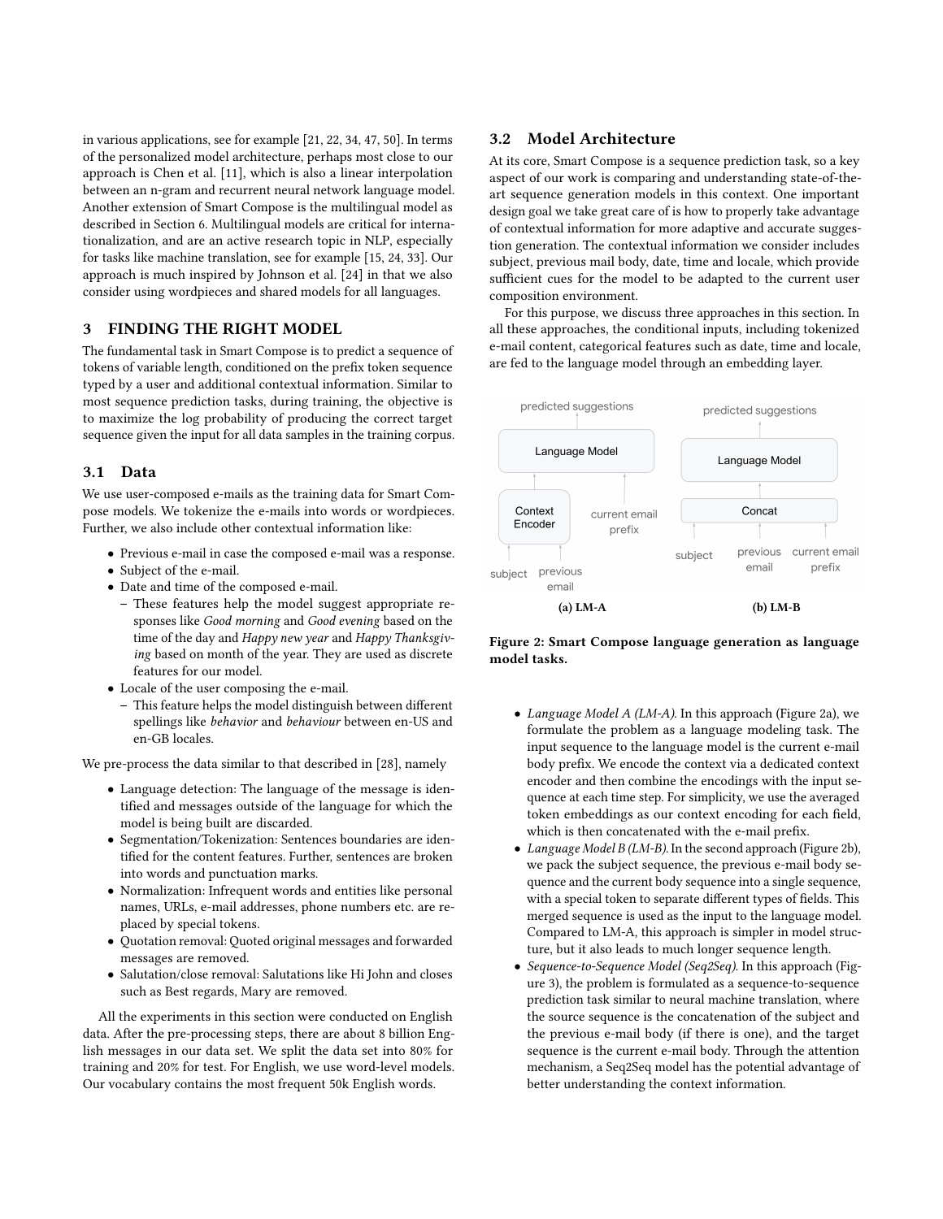in various applications, see for example [21, 22, 34, 47, 50]. In terms of the personalized model architecture, perhaps most close to our approach is Chen et al. [11], which is also a linear interpolation between an n-gram and recurrent neural network language model. Another extension of Smart Compose is the multilingual model as described in Section 6. Multilingual models are critical for internationalization, and are an active research topic in NLP, especially for tasks like machine translation, see for example [15, 24, 33]. Our approach is much inspired by Johnson et al. [24] in that we also consider using wordpieces and shared models for all languages.

## 3 FINDING THE RIGHT MODEL

The fundamental task in Smart Compose is to predict a sequence of tokens of variable length, conditioned on the prefix token sequence typed by a user and additional contextual information. Similar to most sequence prediction tasks, during training, the objective is to maximize the log probability of producing the correct target sequence given the input for all data samples in the training corpus.

### 3.1 Data

We use user-composed e-mails as the training data for Smart Compose models. We tokenize the e-mails into words or wordpieces. Further, we also include other contextual information like:

- Previous e-mail in case the composed e-mail was a response.
- Subject of the e-mail.
- Date and time of the composed e-mail.
  - These features help the model suggest appropriate responses like *Good morning* and *Good evening* based on the time of the day and *Happy new year* and *Happy Thanksgiving* based on month of the year. They are used as discrete features for our model.
- Locale of the user composing the e-mail.
  - This feature helps the model distinguish between different spellings like *behavior* and *behaviour* between en-US and en-GB locales.

We pre-process the data similar to that described in [28], namely

- Language detection: The language of the message is identified and messages outside of the language for which the model is being built are discarded.
- Segmentation/Tokenization: Sentences boundaries are identified for the content features. Further, sentences are broken into words and punctuation marks.
- Normalization: Infrequent words and entities like personal names, URLs, e-mail addresses, phone numbers etc. are replaced by special tokens.
- Quotation removal: Quoted original messages and forwarded messages are removed.
- Salutation/close removal: Salutations like Hi John and closes such as Best regards, Mary are removed.

All the experiments in this section were conducted on English data. After the pre-processing steps, there are about 8 billion English messages in our data set. We split the data set into 80% for training and 20% for test. For English, we use word-level models. Our vocabulary contains the most frequent 50k English words.

### 3.2 Model Architecture

At its core, Smart Compose is a sequence prediction task, so a key aspect of our work is comparing and understanding state-of-the-art sequence generation models in this context. One important design goal we take great care of is how to properly take advantage of contextual information for more adaptive and accurate suggestion generation. The contextual information we consider includes subject, previous mail body, date, time and locale, which provide sufficient cues for the model to be adapted to the current user composition environment.

For this purpose, we discuss three approaches in this section. In all these approaches, the conditional inputs, including tokenized e-mail content, categorical features such as date, time and locale, are fed to the language model through an embedding layer.

**(a) LM-A** **(b) LM-B**

**Figure 2: Smart Compose language generation as language model tasks.**

- *Language Model A (LM-A).* In this approach (Figure 2a), we formulate the problem as a language modeling task. The input sequence to the language model is the current e-mail body prefix. We encode the context via a dedicated context encoder and then combine the encodings with the input sequence at each time step. For simplicity, we use the averaged token embeddings as our context encoding for each field, which is then concatenated with the e-mail prefix.
- *Language Model B (LM-B).* In the second approach (Figure 2b), we pack the subject sequence, the previous e-mail body sequence and the current body sequence into a single sequence, with a special token to separate different types of fields. This merged sequence is used as the input to the language model. Compared to LM-A, this approach is simpler in model structure, but it also leads to much longer sequence length.
- *Sequence-to-Sequence Model (Seq2Seq).* In this approach (Figure 3), the problem is formulated as a sequence-to-sequence prediction task similar to neural machine translation, where the source sequence is the concatenation of the subject and the previous e-mail body (if there is one), and the target sequence is the current e-mail body. Through the attention mechanism, a Seq2Seq model has the potential advantage of better understanding the context information.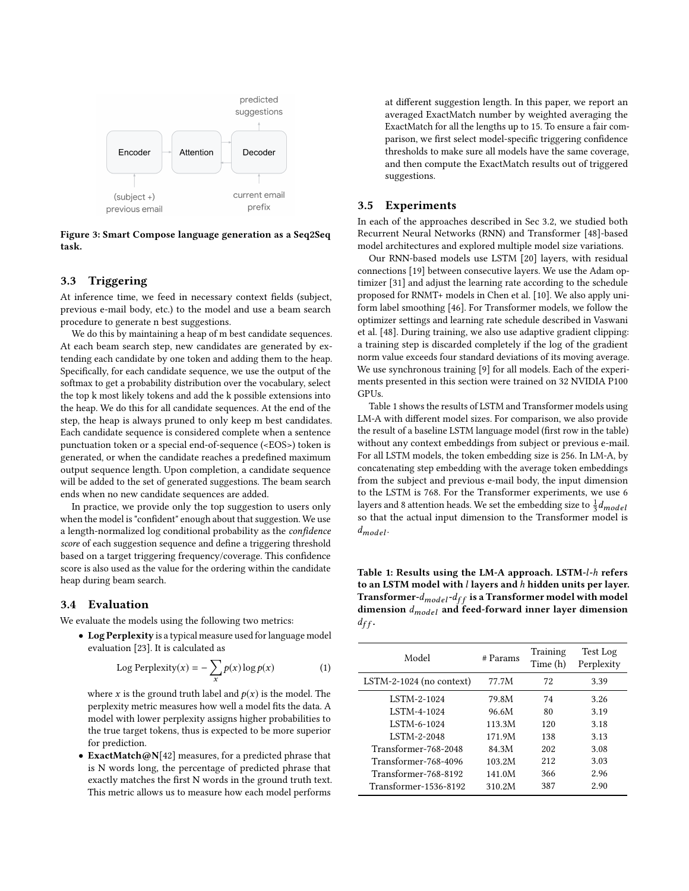Figure 3: Smart Compose language generation as a Seq2Seq task.

### 3.3 Triggering

At inference time, we feed in necessary context fields (subject, previous e-mail body, etc.) to the model and use a beam search procedure to generate n best suggestions.

We do this by maintaining a heap of m best candidate sequences. At each beam search step, new candidates are generated by extending each candidate by one token and adding them to the heap. Specifically, for each candidate sequence, we use the output of the softmax to get a probability distribution over the vocabulary, select the top k most likely tokens and add the k possible extensions into the heap. We do this for all candidate sequences. At the end of the step, the heap is always pruned to only keep m best candidates. Each candidate sequence is considered complete when a sentence punctuation token or a special end-of-sequence (<EOS>) token is generated, or when the candidate reaches a predefined maximum output sequence length. Upon completion, a candidate sequence will be added to the set of generated suggestions. The beam search ends when no new candidate sequences are added.

In practice, we provide only the top suggestion to users only when the model is "confident" enough about that suggestion. We use a length-normalized log conditional probability as the *confidence score* of each suggestion sequence and define a triggering threshold based on a target triggering frequency/coverage. This confidence score is also used as the value for the ordering within the candidate heap during beam search.

### 3.4 Evaluation

We evaluate the models using the following two metrics:

- **Log Perplexity** is a typical measure used for language model evaluation [23]. It is calculated as

$$\text{Log Perplexity}(x) = -\sum_{x} p(x) \log p(x) \quad (1)$$

  where $x$ is the ground truth label and $p(x)$ is the model. The perplexity metric measures how well a model fits the data. A model with lower perplexity assigns higher probabilities to the true target tokens, thus is expected to be more superior for prediction.

- **ExactMatch@N**[42] measures, for a predicted phrase that is N words long, the percentage of predicted phrase that exactly matches the first N words in the ground truth text. This metric allows us to measure how each model performs at different suggestion length. In this paper, we report an averaged ExactMatch number by weighted averaging the ExactMatch for all the lengths up to 15. To ensure a fair comparison, we first select model-specific triggering confidence thresholds to make sure all models have the same coverage, and then compute the ExactMatch results out of triggered suggestions.

### 3.5 Experiments

In each of the approaches described in Sec 3.2, we studied both Recurrent Neural Networks (RNN) and Transformer [48]-based model architectures and explored multiple model size variations.

Our RNN-based models use LSTM [20] layers, with residual connections [19] between consecutive layers. We use the Adam optimizer [31] and adjust the learning rate according to the schedule proposed for RNMT+ models in Chen et al. [10]. We also apply uniform label smoothing [46]. For Transformer models, we follow the optimizer settings and learning rate schedule described in Vaswani et al. [48]. During training, we also use adaptive gradient clipping: a training step is discarded completely if the log of the gradient norm value exceeds four standard deviations of its moving average. We use synchronous training [9] for all models. Each of the experiments presented in this section were trained on 32 NVIDIA P100 GPUs.

Table 1 shows the results of LSTM and Transformer models using LM-A with different model sizes. For comparison, we also provide the result of a baseline LSTM language model (first row in the table) without any context embeddings from subject or previous e-mail. For all LSTM models, the token embedding size is 256. In LM-A, by concatenating step embedding with the average token embeddings from the subject and previous e-mail body, the input dimension to the LSTM is 768. For the Transformer experiments, we use 6 layers and 8 attention heads. We set the embedding size to $\frac{1}{3}d_{model}$ so that the actual input dimension to the Transformer model is $d_{model}$.

**Table 1: Results using the LM-A approach. LSTM-$l$-$h$ refers to an LSTM model with $l$ layers and $h$ hidden units per layer. Transformer-$d_{model}$-$d_{ff}$ is a Transformer model with model dimension $d_{model}$ and feed-forward inner layer dimension $d_{ff}$.**

| Model | # Params | Training Time (h) | Test Log Perplexity |
|---|---|---|---|
| LSTM-2-1024 (no context) | 77.7M | 72 | 3.39 |
| LSTM-2-1024 | 79.8M | 74 | 3.26 |
| LSTM-4-1024 | 96.6M | 80 | 3.19 |
| LSTM-6-1024 | 113.3M | 120 | 3.18 |
| LSTM-2-2048 | 171.9M | 138 | 3.13 |
| Transformer-768-2048 | 84.3M | 202 | 3.08 |
| Transformer-768-4096 | 103.2M | 212 | 3.03 |
| Transformer-768-8192 | 141.0M | 366 | 2.96 |
| Transformer-1536-8192 | 310.2M | 387 | 2.90 |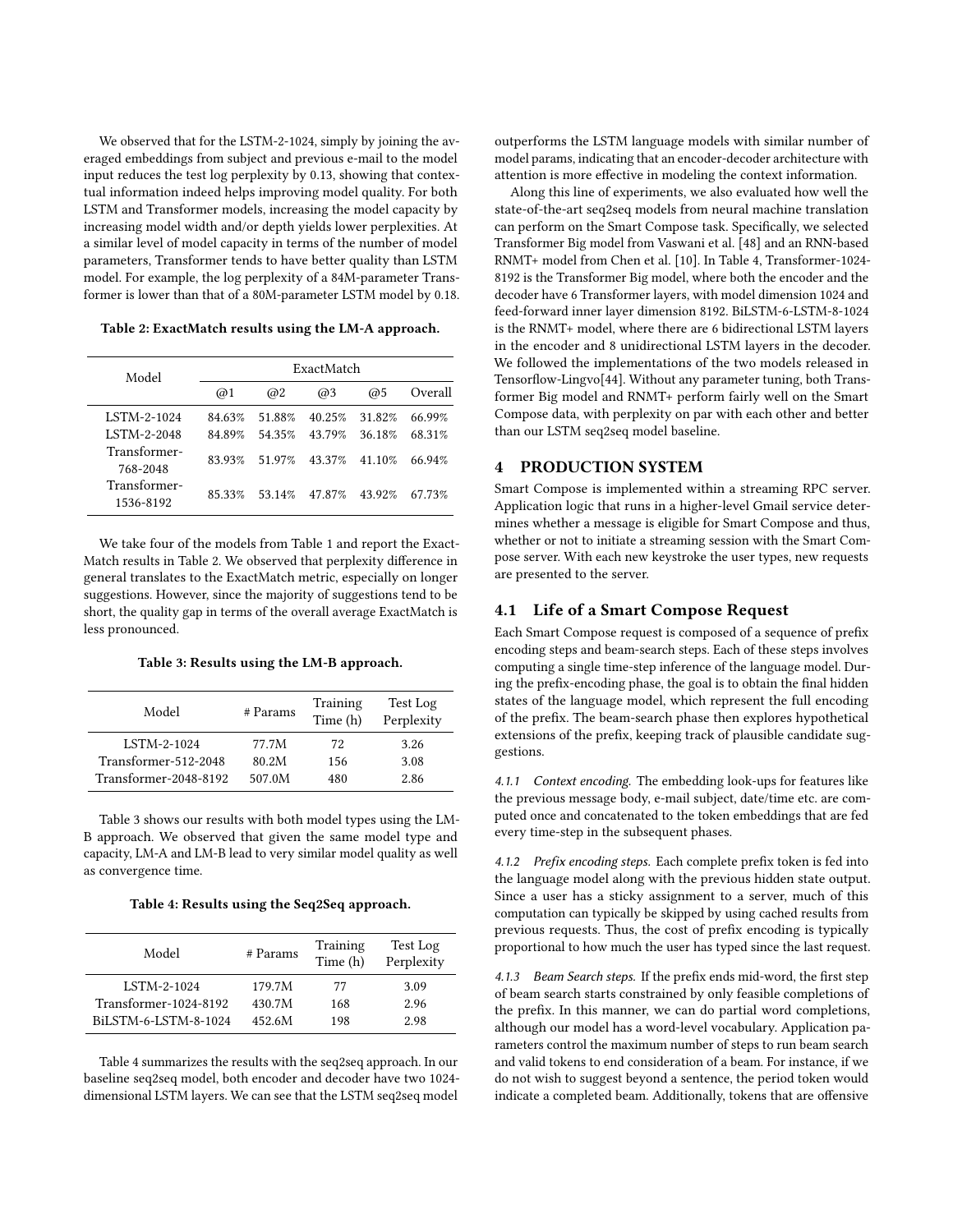We observed that for the LSTM-2-1024, simply by joining the averaged embeddings from subject and previous e-mail to the model input reduces the test log perplexity by 0.13, showing that contextual information indeed helps improving model quality. For both LSTM and Transformer models, increasing the model capacity by increasing model width and/or depth yields lower perplexities. At a similar level of model capacity in terms of the number of model parameters, Transformer tends to have better quality than LSTM model. For example, the log perplexity of a 84M-parameter Transformer is lower than that of a 80M-parameter LSTM model by 0.18.

**Table 2: ExactMatch results using the LM-A approach.**

| Model | ExactMatch | | | | |
|---|---|---|---|---|---|
| | @1 | @2 | @3 | @5 | Overall |
| LSTM-2-1024 | 84.63% | 51.88% | 40.25% | 31.82% | 66.99% |
| LSTM-2-2048 | 84.89% | 54.35% | 43.79% | 36.18% | 68.31% |
| Transformer-768-2048 | 83.93% | 51.97% | 43.37% | 41.10% | 66.94% |
| Transformer-1536-8192 | 85.33% | 53.14% | 47.87% | 43.92% | 67.73% |

We take four of the models from Table 1 and report the ExactMatch results in Table 2. We observed that perplexity difference in general translates to the ExactMatch metric, especially on longer suggestions. However, since the majority of suggestions tend to be short, the quality gap in terms of the overall average ExactMatch is less pronounced.

**Table 3: Results using the LM-B approach.**

| Model | # Params | Training Time (h) | Test Log Perplexity |
|---|---|---|---|
| LSTM-2-1024 | 77.7M | 72 | 3.26 |
| Transformer-512-2048 | 80.2M | 156 | 3.08 |
| Transformer-2048-8192 | 507.0M | 480 | 2.86 |

Table 3 shows our results with both model types using the LM-B approach. We observed that given the same model type and capacity, LM-A and LM-B lead to very similar model quality as well as convergence time.

**Table 4: Results using the Seq2Seq approach.**

| Model | # Params | Training Time (h) | Test Log Perplexity |
|---|---|---|---|
| LSTM-2-1024 | 179.7M | 77 | 3.09 |
| Transformer-1024-8192 | 430.7M | 168 | 2.96 |
| BiLSTM-6-LSTM-8-1024 | 452.6M | 198 | 2.98 |

Table 4 summarizes the results with the seq2seq approach. In our baseline seq2seq model, both encoder and decoder have two 1024-dimensional LSTM layers. We can see that the LSTM seq2seq model outperforms the LSTM language models with similar number of model params, indicating that an encoder-decoder architecture with attention is more effective in modeling the context information.

Along this line of experiments, we also evaluated how well the state-of-the-art seq2seq models from neural machine translation can perform on the Smart Compose task. Specifically, we selected Transformer Big model from Vaswani et al. [48] and an RNN-based RNMT+ model from Chen et al. [10]. In Table 4, Transformer-1024-8192 is the Transformer Big model, where both the encoder and the decoder have 6 Transformer layers, with model dimension 1024 and feed-forward inner layer dimension 8192. BiLSTM-6-LSTM-8-1024 is the RNMT+ model, where there are 6 bidirectional LSTM layers in the encoder and 8 unidirectional LSTM layers in the decoder. We followed the implementations of the two models released in Tensorflow-Lingvo[44]. Without any parameter tuning, both Transformer Big model and RNMT+ perform fairly well on the Smart Compose data, with perplexity on par with each other and better than our LSTM seq2seq model baseline.

## 4 PRODUCTION SYSTEM

Smart Compose is implemented within a streaming RPC server. Application logic that runs in a higher-level Gmail service determines whether a message is eligible for Smart Compose and thus, whether or not to initiate a streaming session with the Smart Compose server. With each new keystroke the user types, new requests are presented to the server.

### 4.1 Life of a Smart Compose Request

Each Smart Compose request is composed of a sequence of prefix encoding steps and beam-search steps. Each of these steps involves computing a single time-step inference of the language model. During the prefix-encoding phase, the goal is to obtain the final hidden states of the language model, which represent the full encoding of the prefix. The beam-search phase then explores hypothetical extensions of the prefix, keeping track of plausible candidate suggestions.

*4.1.1 Context encoding.* The embedding look-ups for features like the previous message body, e-mail subject, date/time etc. are computed once and concatenated to the token embeddings that are fed every time-step in the subsequent phases.

*4.1.2 Prefix encoding steps.* Each complete prefix token is fed into the language model along with the previous hidden state output. Since a user has a sticky assignment to a server, much of this computation can typically be skipped by using cached results from previous requests. Thus, the cost of prefix encoding is typically proportional to how much the user has typed since the last request.

*4.1.3 Beam Search steps.* If the prefix ends mid-word, the first step of beam search starts constrained by only feasible completions of the prefix. In this manner, we can do partial word completions, although our model has a word-level vocabulary. Application parameters control the maximum number of steps to run beam search and valid tokens to end consideration of a beam. For instance, if we do not wish to suggest beyond a sentence, the period token would indicate a completed beam. Additionally, tokens that are offensive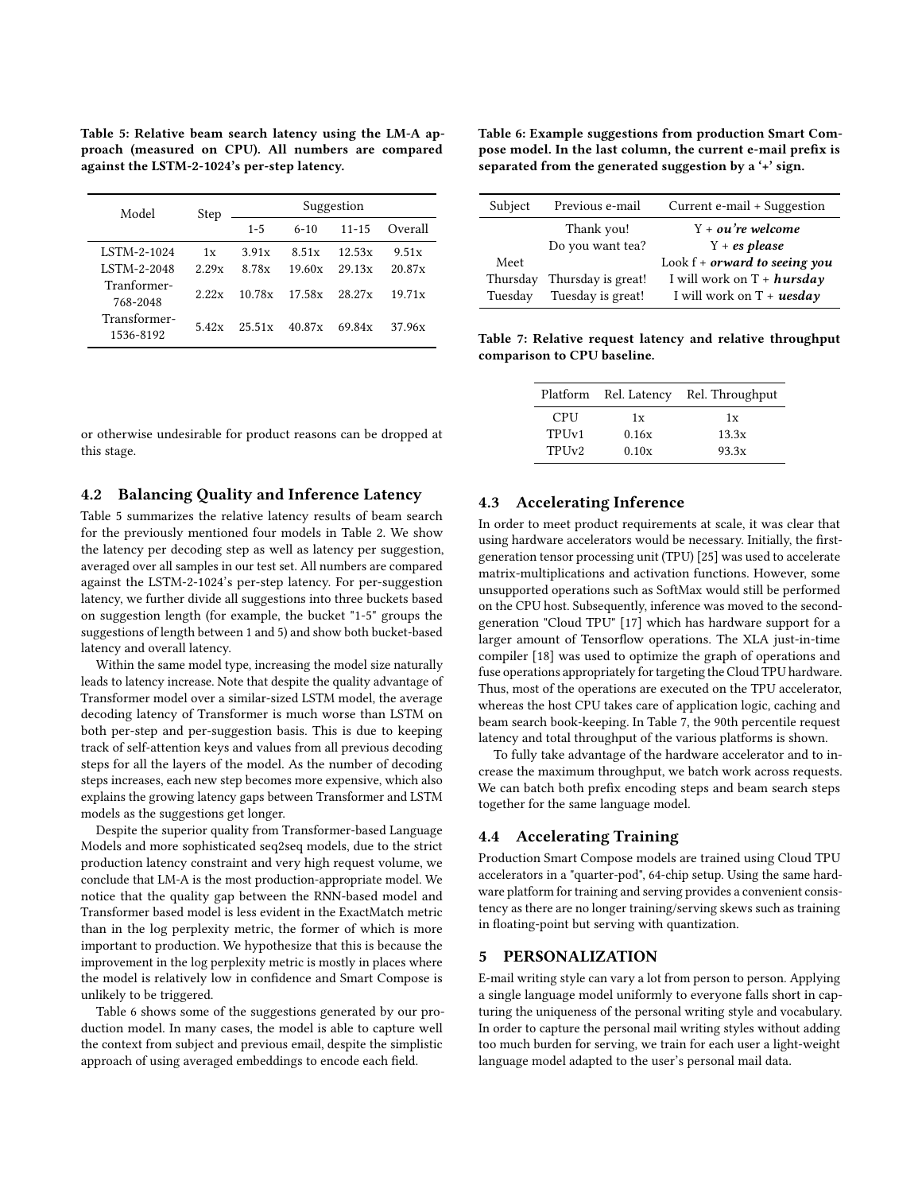Table 5: Relative beam search latency using the LM-A approach (measured on CPU). All numbers are compared against the LSTM-2-1024's per-step latency.

| Model | Step | Suggestion | | | |
|---|---|---|---|---|---|
| | | 1-5 | 6-10 | 11-15 | Overall |
| LSTM-2-1024 | 1x | 3.91x | 8.51x | 12.53x | 9.51x |
| LSTM-2-2048 | 2.29x | 8.78x | 19.60x | 29.13x | 20.87x |
| Tranformer-768-2048 | 2.22x | 10.78x | 17.58x | 28.27x | 19.71x |
| Transformer-1536-8192 | 5.42x | 25.51x | 40.87x | 69.84x | 37.96x |

or otherwise undesirable for product reasons can be dropped at this stage.

### 4.2 Balancing Quality and Inference Latency

Table 5 summarizes the relative latency results of beam search for the previously mentioned four models in Table 2. We show the latency per decoding step as well as latency per suggestion, averaged over all samples in our test set. All numbers are compared against the LSTM-2-1024's per-step latency. For per-suggestion latency, we further divide all suggestions into three buckets based on suggestion length (for example, the bucket "1-5" groups the suggestions of length between 1 and 5) and show both bucket-based latency and overall latency.

Within the same model type, increasing the model size naturally leads to latency increase. Note that despite the quality advantage of Transformer model over a similar-sized LSTM model, the average decoding latency of Transformer is much worse than LSTM on both per-step and per-suggestion basis. This is due to keeping track of self-attention keys and values from all previous decoding steps for all the layers of the model. As the number of decoding steps increases, each new step becomes more expensive, which also explains the growing latency gaps between Transformer and LSTM models as the suggestions get longer.

Despite the superior quality from Transformer-based Language Models and more sophisticated seq2seq models, due to the strict production latency constraint and very high request volume, we conclude that LM-A is the most production-appropriate model. We notice that the quality gap between the RNN-based model and Transformer based model is less evident in the ExactMatch metric than in the log perplexity metric, the former of which is more important to production. We hypothesize that this is because the improvement in the log perplexity metric is mostly in places where the model is relatively low in confidence and Smart Compose is unlikely to be triggered.

Table 6 shows some of the suggestions generated by our production model. In many cases, the model is able to capture well the context from subject and previous email, despite the simplistic approach of using averaged embeddings to encode each field.

Table 6: Example suggestions from production Smart Compose model. In the last column, the current e-mail prefix is separated from the generated suggestion by a '+' sign.

| Subject | Previous e-mail | Current e-mail + Suggestion |
|---|---|---|
| | Thank you! | Y + ***ou're welcome*** |
| | Do you want tea? | Y + ***es please*** |
| Meet | | Look f + ***orward to seeing you*** |
| Thursday | Thursday is great! | I will work on T + ***hursday*** |
| Tuesday | Tuesday is great! | I will work on T + ***uesday*** |

Table 7: Relative request latency and relative throughput comparison to CPU baseline.

| Platform | Rel. Latency | Rel. Throughput |
|---|---|---|
| CPU | 1x | 1x |
| TPUv1 | 0.16x | 13.3x |
| TPUv2 | 0.10x | 93.3x |

### 4.3 Accelerating Inference

In order to meet product requirements at scale, it was clear that using hardware accelerators would be necessary. Initially, the first-generation tensor processing unit (TPU) [25] was used to accelerate matrix-multiplications and activation functions. However, some unsupported operations such as SoftMax would still be performed on the CPU host. Subsequently, inference was moved to the second-generation "Cloud TPU" [17] which has hardware support for a larger amount of Tensorflow operations. The XLA just-in-time compiler [18] was used to optimize the graph of operations and fuse operations appropriately for targeting the Cloud TPU hardware. Thus, most of the operations are executed on the TPU accelerator, whereas the host CPU takes care of application logic, caching and beam search book-keeping. In Table 7, the 90th percentile request latency and total throughput of the various platforms is shown.

To fully take advantage of the hardware accelerator and to increase the maximum throughput, we batch work across requests. We can batch both prefix encoding steps and beam search steps together for the same language model.

### 4.4 Accelerating Training

Production Smart Compose models are trained using Cloud TPU accelerators in a "quarter-pod", 64-chip setup. Using the same hardware platform for training and serving provides a convenient consistency as there are no longer training/serving skews such as training in floating-point but serving with quantization.

## 5 PERSONALIZATION

E-mail writing style can vary a lot from person to person. Applying a single language model uniformly to everyone falls short in capturing the uniqueness of the personal writing style and vocabulary. In order to capture the personal mail writing styles without adding too much burden for serving, we train for each user a light-weight language model adapted to the user's personal mail data.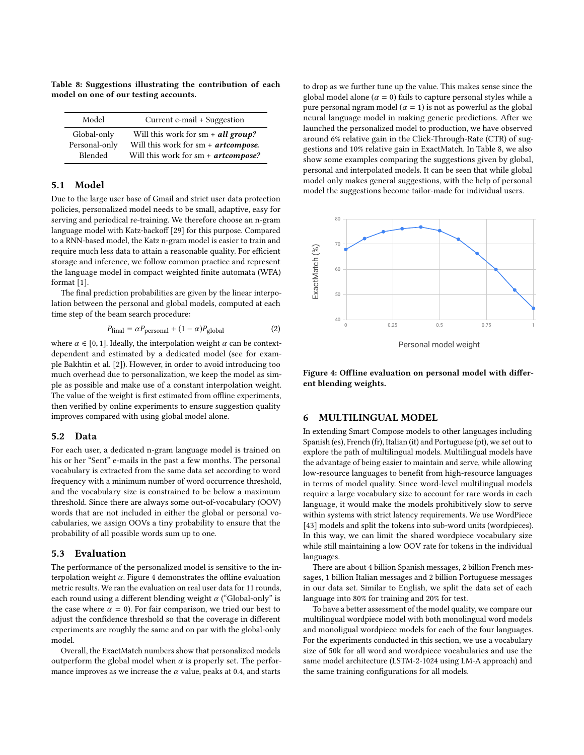**Table 8: Suggestions illustrating the contribution of each model on one of our testing accounts.**

| Model | Current e-mail + Suggestion |
| --- | --- |
| Global-only | Will this work for sm + ***all group?*** |
| Personal-only | Will this work for sm + ***artcompose.*** |
| Blended | Will this work for sm + ***artcompose?*** |

## 5.1 Model

Due to the large user base of Gmail and strict user data protection policies, personalized model needs to be small, adaptive, easy for serving and periodical re-training. We therefore choose an n-gram language model with Katz-backoff [29] for this purpose. Compared to a RNN-based model, the Katz n-gram model is easier to train and require much less data to attain a reasonable quality. For efficient storage and inference, we follow common practice and represent the language model in compact weighted finite automata (WFA) format [1].

The final prediction probabilities are given by the linear interpolation between the personal and global models, computed at each time step of the beam search procedure:

$$P_{\text{final}} = \alpha P_{\text{personal}} + (1 - \alpha) P_{\text{global}} \tag{2}$$

where $\alpha \in [0, 1]$. Ideally, the interpolation weight $\alpha$ can be context-dependent and estimated by a dedicated model (see for example Bakhtin et al. [2]). However, in order to avoid introducing too much overhead due to personalization, we keep the model as simple as possible and make use of a constant interpolation weight. The value of the weight is first estimated from offline experiments, then verified by online experiments to ensure suggestion quality improves compared with using global model alone.

## 5.2 Data

For each user, a dedicated n-gram language model is trained on his or her "Sent" e-mails in the past a few months. The personal vocabulary is extracted from the same data set according to word frequency with a minimum number of word occurrence threshold, and the vocabulary size is constrained to be below a maximum threshold. Since there are always some out-of-vocabulary (OOV) words that are not included in either the global or personal vocabularies, we assign OOVs a tiny probability to ensure that the probability of all possible words sum up to one.

## 5.3 Evaluation

The performance of the personalized model is sensitive to the interpolation weight $\alpha$. Figure 4 demonstrates the offline evaluation metric results. We ran the evaluation on real user data for 11 rounds, each round using a different blending weight $\alpha$ ("Global-only" is the case where $\alpha = 0$). For fair comparison, we tried our best to adjust the confidence threshold so that the coverage in different experiments are roughly the same and on par with the global-only model.

Overall, the ExactMatch numbers show that personalized models outperform the global model when $\alpha$ is properly set. The performance improves as we increase the $\alpha$ value, peaks at 0.4, and starts to drop as we further tune up the value. This makes sense since the global model alone ($\alpha = 0$) fails to capture personal styles while a pure personal ngram model ($\alpha = 1$) is not as powerful as the global neural language model in making generic predictions. After we launched the personalized model to production, we have observed around 6% relative gain in the Click-Through-Rate (CTR) of suggestions and 10% relative gain in ExactMatch. In Table 8, we also show some examples comparing the suggestions given by global, personal and interpolated models. It can be seen that while global model only makes general suggestions, with the help of personal model the suggestions become tailor-made for individual users.

**Figure 4: Offline evaluation on personal model with different blending weights.**

# 6 MULTILINGUAL MODEL

In extending Smart Compose models to other languages including Spanish (es), French (fr), Italian (it) and Portuguese (pt), we set out to explore the path of multilingual models. Multilingual models have the advantage of being easier to maintain and serve, while allowing low-resource languages to benefit from high-resource languages in terms of model quality. Since word-level multilingual models require a large vocabulary size to account for rare words in each language, it would make the models prohibitively slow to serve within systems with strict latency requirements. We use WordPiece [43] models and split the tokens into sub-word units (wordpieces). In this way, we can limit the shared wordpiece vocabulary size while still maintaining a low OOV rate for tokens in the individual languages.

There are about 4 billion Spanish messages, 2 billion French messages, 1 billion Italian messages and 2 billion Portuguese messages in our data set. Similar to English, we split the data set of each language into 80% for training and 20% for test.

To have a better assessment of the model quality, we compare our multilingual wordpiece model with both monolingual word models and monoligual wordpiece models for each of the four languages. For the experiments conducted in this section, we use a vocabulary size of 50k for all word and wordpiece vocabularies and use the same model architecture (LSTM-2-1024 using LM-A approach) and the same training configurations for all models.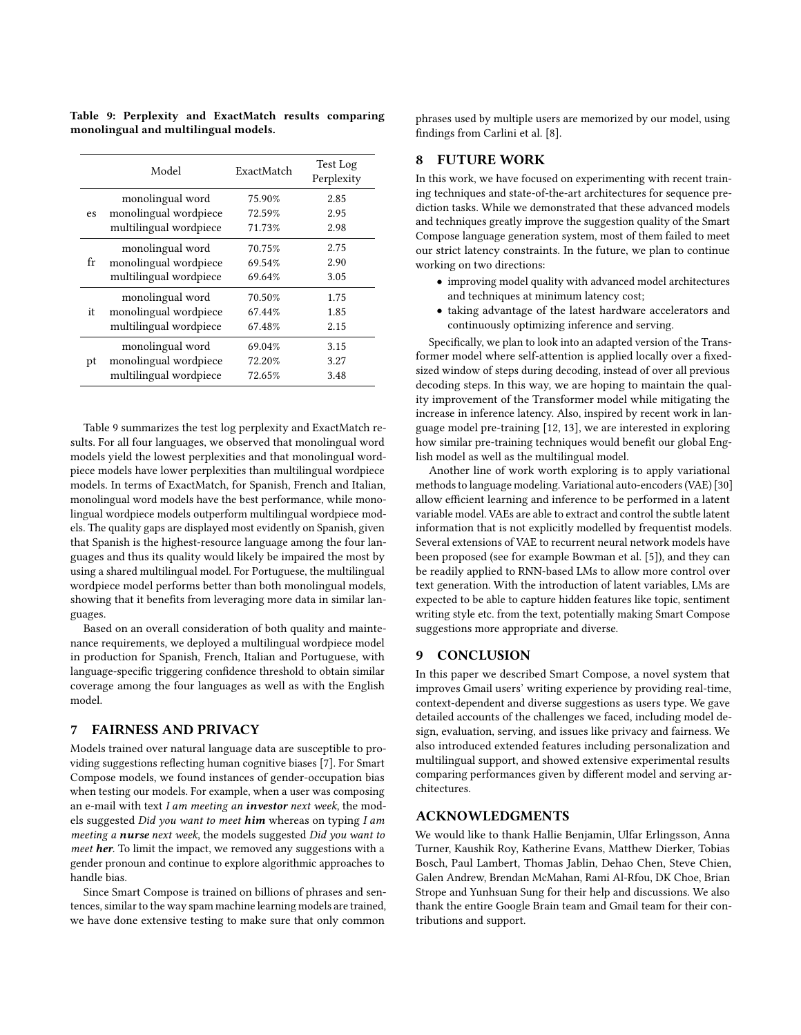**Table 9: Perplexity and ExactMatch results comparing monolingual and multilingual models.**

| | Model | ExactMatch | Test Log Perplexity |
|---|---|---|---|
| es | monolingual word | 75.90% | 2.85 |
| | monolingual wordpiece | 72.59% | 2.95 |
| | multilingual wordpiece | 71.73% | 2.98 |
| fr | monolingual word | 70.75% | 2.75 |
| | monolingual wordpiece | 69.54% | 2.90 |
| | multilingual wordpiece | 69.64% | 3.05 |
| it | monolingual word | 70.50% | 1.75 |
| | monolingual wordpiece | 67.44% | 1.85 |
| | multilingual wordpiece | 67.48% | 2.15 |
| pt | monolingual word | 69.04% | 3.15 |
| | monolingual wordpiece | 72.20% | 3.27 |
| | multilingual wordpiece | 72.65% | 3.48 |

Table 9 summarizes the test log perplexity and ExactMatch results. For all four languages, we observed that monolingual word models yield the lowest perplexities and that monolingual wordpiece models have lower perplexities than multilingual wordpiece models. In terms of ExactMatch, for Spanish, French and Italian, monolingual word models have the best performance, while monolingual wordpiece models outperform multilingual wordpiece models. The quality gaps are displayed most evidently on Spanish, given that Spanish is the highest-resource language among the four languages and thus its quality would likely be impaired the most by using a shared multilingual model. For Portuguese, the multilingual wordpiece model performs better than both monolingual models, showing that it benefits from leveraging more data in similar languages.

Based on an overall consideration of both quality and maintenance requirements, we deployed a multilingual wordpiece model in production for Spanish, French, Italian and Portuguese, with language-specific triggering confidence threshold to obtain similar coverage among the four languages as well as with the English model.

## 7 FAIRNESS AND PRIVACY

Models trained over natural language data are susceptible to providing suggestions reflecting human cognitive biases [7]. For Smart Compose models, we found instances of gender-occupation bias when testing our models. For example, when a user was composing an e-mail with text *I am meeting an **investor** next week*, the models suggested *Did you want to meet **him*** whereas on typing *I am meeting a **nurse** next week*, the models suggested *Did you want to meet **her***. To limit the impact, we removed any suggestions with a gender pronoun and continue to explore algorithmic approaches to handle bias.

Since Smart Compose is trained on billions of phrases and sentences, similar to the way spam machine learning models are trained, we have done extensive testing to make sure that only common phrases used by multiple users are memorized by our model, using findings from Carlini et al. [8].

## 8 FUTURE WORK

In this work, we have focused on experimenting with recent training techniques and state-of-the-art architectures for sequence prediction tasks. While we demonstrated that these advanced models and techniques greatly improve the suggestion quality of the Smart Compose language generation system, most of them failed to meet our strict latency constraints. In the future, we plan to continue working on two directions:

- improving model quality with advanced model architectures and techniques at minimum latency cost;
- taking advantage of the latest hardware accelerators and continuously optimizing inference and serving.

Specifically, we plan to look into an adapted version of the Transformer model where self-attention is applied locally over a fixed-sized window of steps during decoding, instead of over all previous decoding steps. In this way, we are hoping to maintain the quality improvement of the Transformer model while mitigating the increase in inference latency. Also, inspired by recent work in language model pre-training [12, 13], we are interested in exploring how similar pre-training techniques would benefit our global English model as well as the multilingual model.

Another line of work worth exploring is to apply variational methods to language modeling. Variational auto-encoders (VAE) [30] allow efficient learning and inference to be performed in a latent variable model. VAEs are able to extract and control the subtle latent information that is not explicitly modelled by frequentist models. Several extensions of VAE to recurrent neural network models have been proposed (see for example Bowman et al. [5]), and they can be readily applied to RNN-based LMs to allow more control over text generation. With the introduction of latent variables, LMs are expected to be able to capture hidden features like topic, sentiment writing style etc. from the text, potentially making Smart Compose suggestions more appropriate and diverse.

## 9 CONCLUSION

In this paper we described Smart Compose, a novel system that improves Gmail users' writing experience by providing real-time, context-dependent and diverse suggestions as users type. We gave detailed accounts of the challenges we faced, including model design, evaluation, serving, and issues like privacy and fairness. We also introduced extended features including personalization and multilingual support, and showed extensive experimental results comparing performances given by different model and serving architectures.

## ACKNOWLEDGMENTS

We would like to thank Hallie Benjamin, Ulfar Erlingsson, Anna Turner, Kaushik Roy, Katherine Evans, Matthew Dierker, Tobias Bosch, Paul Lambert, Thomas Jablin, Dehao Chen, Steve Chien, Galen Andrew, Brendan McMahan, Rami Al-Rfou, DK Choe, Brian Strope and Yunhsuan Sung for their help and discussions. We also thank the entire Google Brain team and Gmail team for their contributions and support.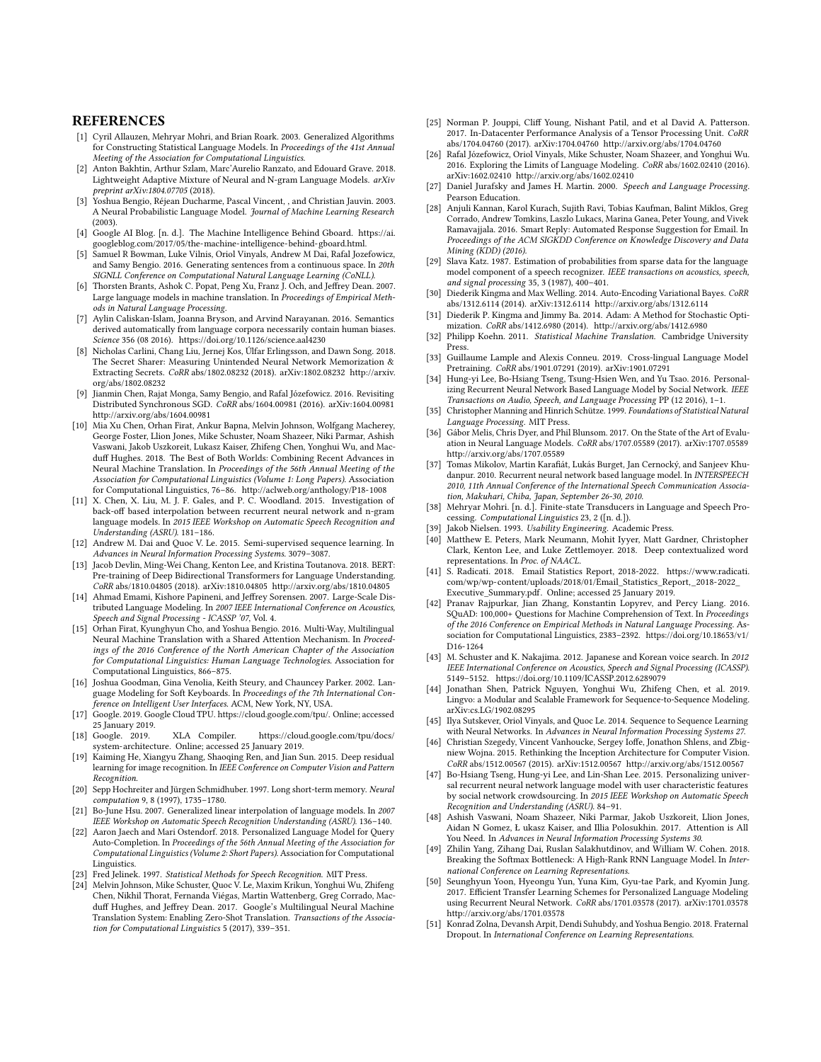## REFERENCES

[1] Cyril Allauzen, Mehryar Mohri, and Brian Roark. 2003. Generalized Algorithms for Constructing Statistical Language Models. In *Proceedings of the 41st Annual Meeting of the Association for Computational Linguistics*.

[2] Anton Bakhtin, Arthur Szlam, Marc'Aurelio Ranzato, and Edouard Grave. 2018. Lightweight Adaptive Mixture of Neural and N-gram Language Models. *arXiv preprint arXiv:1804.07705* (2018).

[3] Yoshua Bengio, Réjean Ducharme, Pascal Vincent, , and Christian Jauvin. 2003. A Neural Probabilistic Language Model. *Journal of Machine Learning Research* (2003).

[4] Google AI Blog. [n. d.]. The Machine Intelligence Behind Gboard. https://ai.googleblog.com/2017/05/the-machine-intelligence-behind-gboard.html.

[5] Samuel R Bowman, Luke Vilnis, Oriol Vinyals, Andrew M Dai, Rafal Jozefowicz, and Samy Bengio. 2016. Generating sentences from a continuous space. In *20th SIGNLL Conference on Computational Natural Language Learning (CoNLL)*.

[6] Thorsten Brants, Ashok C. Popat, Peng Xu, Franz J. Och, and Jeffrey Dean. 2007. Large language models in machine translation. In *Proceedings of Empirical Methods in Natural Language Processing*.

[7] Aylin Caliskan-Islam, Joanna Bryson, and Arvind Narayanan. 2016. Semantics derived automatically from language corpora necessarily contain human biases. *Science* 356 (08 2016). https://doi.org/10.1126/science.aal4230

[8] Nicholas Carlini, Chang Liu, Jernej Kos, Úlfar Erlingsson, and Dawn Song. 2018. The Secret Sharer: Measuring Unintended Neural Network Memorization & Extracting Secrets. *CoRR* abs/1802.08232 (2018). arXiv:1802.08232 http://arxiv.org/abs/1802.08232

[9] Jianmin Chen, Rajat Monga, Samy Bengio, and Rafal Józefowicz. 2016. Revisiting Distributed Synchronous SGD. *CoRR* abs/1604.00981 (2016). arXiv:1604.00981 http://arxiv.org/abs/1604.00981

[10] Mia Xu Chen, Orhan Firat, Ankur Bapna, Melvin Johnson, Wolfgang Macherey, George Foster, Llion Jones, Mike Schuster, Noam Shazeer, Niki Parmar, Ashish Vaswani, Jakob Uszkoreit, Lukasz Kaiser, Zhifeng Chen, Yonghui Wu, and Macduff Hughes. 2018. The Best of Both Worlds: Combining Recent Advances in Neural Machine Translation. In *Proceedings of the 56th Annual Meeting of the Association for Computational Linguistics (Volume 1: Long Papers)*. Association for Computational Linguistics, 76–86. http://aclweb.org/anthology/P18-1008

[11] X. Chen, X. Liu, M. J. F. Gales, and P. C. Woodland. 2015. Investigation of back-off based interpolation between recurrent neural network and n-gram language models. In *2015 IEEE Workshop on Automatic Speech Recognition and Understanding (ASRU)*. 181–186.

[12] Andrew M. Dai and Quoc V. Le. 2015. Semi-supervised sequence learning. In *Advances in Neural Information Processing Systems*. 3079–3087.

[13] Jacob Devlin, Ming-Wei Chang, Kenton Lee, and Kristina Toutanova. 2018. BERT: Pre-training of Deep Bidirectional Transformers for Language Understanding. *CoRR* abs/1810.04805 (2018). arXiv:1810.04805 http://arxiv.org/abs/1810.04805

[14] Ahmad Emami, Kishore Papineni, and Jeffrey Sorensen. 2007. Large-Scale Distributed Language Modeling. In *2007 IEEE International Conference on Acoustics, Speech and Signal Processing - ICASSP '07*, Vol. 4.

[15] Orhan Firat, Kyunghyun Cho, and Yoshua Bengio. 2016. Multi-Way, Multilingual Neural Machine Translation with a Shared Attention Mechanism. In *Proceedings of the 2016 Conference of the North American Chapter of the Association for Computational Linguistics: Human Language Technologies*. Association for Computational Linguistics, 866–875.

[16] Joshua Goodman, Gina Venolia, Keith Steury, and Chauncey Parker. 2002. Language Modeling for Soft Keyboards. In *Proceedings of the 7th International Conference on Intelligent User Interfaces*. ACM, New York, NY, USA.

[17] Google. 2019. Google Cloud TPU. https://cloud.google.com/tpu/. Online; accessed 25 January 2019.

[18] Google. 2019. XLA Compiler. https://cloud.google.com/tpu/docs/system-architecture. Online; accessed 25 January 2019.

[19] Kaiming He, Xiangyu Zhang, Shaoqing Ren, and Jian Sun. 2015. Deep residual learning for image recognition. In *IEEE Conference on Computer Vision and Pattern Recognition*.

[20] Sepp Hochreiter and Jürgen Schmidhuber. 1997. Long short-term memory. *Neural computation* 9, 8 (1997), 1735–1780.

[21] Bo-June Hsu. 2007. Generalized linear interpolation of language models. In *2007 IEEE Workshop on Automatic Speech Recognition Understanding (ASRU)*. 136–140.

[22] Aaron Jaech and Mari Ostendorf. 2018. Personalized Language Model for Query Auto-Completion. In *Proceedings of the 56th Annual Meeting of the Association for Computational Linguistics (Volume 2: Short Papers)*. Association for Computational Linguistics.

[23] Fred Jelinek. 1997. *Statistical Methods for Speech Recognition*. MIT Press.

[24] Melvin Johnson, Mike Schuster, Quoc V. Le, Maxim Krikun, Yonghui Wu, Zhifeng Chen, Nikhil Thorat, Fernanda Viégas, Martin Wattenberg, Greg Corrado, Macduff Hughes, and Jeffrey Dean. 2017. Google's Multilingual Neural Machine Translation System: Enabling Zero-Shot Translation. *Transactions of the Association for Computational Linguistics* 5 (2017), 339–351.

[25] Norman P. Jouppi, Cliff Young, Nishant Patil, and et al David A. Patterson. 2017. In-Datacenter Performance Analysis of a Tensor Processing Unit. *CoRR* abs/1704.04760 (2017). arXiv:1704.04760 http://arxiv.org/abs/1704.04760

[26] Rafal Józefowicz, Oriol Vinyals, Mike Schuster, Noam Shazeer, and Yonghui Wu. 2016. Exploring the Limits of Language Modeling. *CoRR* abs/1602.02410 (2016). arXiv:1602.02410 http://arxiv.org/abs/1602.02410

[27] Daniel Jurafsky and James H. Martin. 2000. *Speech and Language Processing*. Pearson Education.

[28] Anjuli Kannan, Karol Kurach, Sujith Ravi, Tobias Kaufman, Balint Miklos, Greg Corrado, Andrew Tomkins, Laszlo Lukacs, Marina Ganea, Peter Young, and Vivek Ramavajjala. 2016. Smart Reply: Automated Response Suggestion for Email. In *Proceedings of the ACM SIGKDD Conference on Knowledge Discovery and Data Mining (KDD) (2016)*.

[29] Slava Katz. 1987. Estimation of probabilities from sparse data for the language model component of a speech recognizer. *IEEE transactions on acoustics, speech, and signal processing* 35, 3 (1987), 400–401.

[30] Diederik Kingma and Max Welling. 2014. Auto-Encoding Variational Bayes. *CoRR* abs/1312.6114 (2014). arXiv:1312.6114 http://arxiv.org/abs/1312.6114

[31] Diederik P. Kingma and Jimmy Ba. 2014. Adam: A Method for Stochastic Optimization. *CoRR* abs/1412.6980 (2014). http://arxiv.org/abs/1412.6980

[32] Philipp Koehn. 2011. *Statistical Machine Translation*. Cambridge University Press.

[33] Guillaume Lample and Alexis Conneu. 2019. Cross-lingual Language Model Pretraining. *CoRR* abs/1901.07291 (2019). arXiv:1901.07291

[34] Hung-yi Lee, Bo-Hsiang Tseng, Tsung-Hsien Wen, and Yu Tsao. 2016. Personalizing Recurrent Neural Network Based Language Model by Social Network. *IEEE Transactions on Audio, Speech, and Language Processing* PP (12 2016), 1–1.

[35] Christopher Manning and Hinrich Schütze. 1999. *Foundations of Statistical Natural Language Processing*. MIT Press.

[36] Gábor Melis, Chris Dyer, and Phil Blunsom. 2017. On the State of the Art of Evaluation in Neural Language Models. *CoRR* abs/1707.05589 (2017). arXiv:1707.05589 http://arxiv.org/abs/1707.05589

[37] Tomas Mikolov, Martin Karafiát, Lukás Burget, Jan Cernocký, and Sanjeev Khudanpur. 2010. Recurrent neural network based language model. In *INTERSPEECH 2010, 11th Annual Conference of the International Speech Communication Association, Makuhari, Chiba, Japan, September 26-30, 2010*.

[38] Mehryar Mohri. [n. d.]. Finite-state Transducers in Language and Speech Processing. *Computational Linguistics* 23, 2 ([n. d.]).

[39] Jakob Nielsen. 1993. *Usability Engineering*. Academic Press.

[40] Matthew E. Peters, Mark Neumann, Mohit Iyyer, Matt Gardner, Christopher Clark, Kenton Lee, and Luke Zettlemoyer. 2018. Deep contextualized word representations. In *Proc. of NAACL*.

[41] S. Radicati. 2018. Email Statistics Report, 2018-2022. https://www.radicati.com/wp/wp-content/uploads/2018/01/Email_Statistics_Report,_2018-2022_Executive_Summary.pdf. Online; accessed 25 January 2019.

[42] Pranav Rajpurkar, Jian Zhang, Konstantin Lopyrev, and Percy Liang. 2016. SQuAD: 100,000+ Questions for Machine Comprehension of Text. In *Proceedings of the 2016 Conference on Empirical Methods in Natural Language Processing*. Association for Computational Linguistics, 2383–2392. https://doi.org/10.18653/v1/D16-1264

[43] M. Schuster and K. Nakajima. 2012. Japanese and Korean voice search. In *2012 IEEE International Conference on Acoustics, Speech and Signal Processing (ICASSP)*. 5149–5152. https://doi.org/10.1109/ICASSP.2012.6289079

[44] Jonathan Shen, Patrick Nguyen, Yonghui Wu, Zhifeng Chen, et al. 2019. Lingvo: a Modular and Scalable Framework for Sequence-to-Sequence Modeling. arXiv:cs.LG/1902.08295

[45] Ilya Sutskever, Oriol Vinyals, and Quoc Le. 2014. Sequence to Sequence Learning with Neural Networks. In *Advances in Neural Information Processing Systems 27*.

[46] Christian Szegedy, Vincent Vanhoucke, Sergey Ioffe, Jonathon Shlens, and Zbigniew Wojna. 2015. Rethinking the Inception Architecture for Computer Vision. *CoRR* abs/1512.00567 (2015). arXiv:1512.00567 http://arxiv.org/abs/1512.00567

[47] Bo-Hsiang Tseng, Hung-yi Lee, and Lin-Shan Lee. 2015. Personalizing universal recurrent neural network language model with user characteristic features by social network crowdsourcing. In *2015 IEEE Workshop on Automatic Speech Recognition and Understanding (ASRU)*. 84–91.

[48] Ashish Vaswani, Noam Shazeer, Niki Parmar, Jakob Uszkoreit, Llion Jones, Aidan N Gomez, Ł ukasz Kaiser, and Illia Polosukhin. 2017. Attention is All You Need. In *Advances in Neural Information Processing Systems 30*.

[49] Zhilin Yang, Zihang Dai, Ruslan Salakhutdinov, and William W. Cohen. 2018. Breaking the Softmax Bottleneck: A High-Rank RNN Language Model. In *International Conference on Learning Representations*.

[50] Seunghyun Yoon, Hyeongu Yun, Yuna Kim, Gyu-tae Park, and Kyomin Jung. 2017. Efficient Transfer Learning Schemes for Personalized Language Modeling using Recurrent Neural Network. *CoRR* abs/1701.03578 (2017). arXiv:1701.03578 http://arxiv.org/abs/1701.03578

[51] Konrad Zolna, Devansh Arpit, Dendi Suhubdy, and Yoshua Bengio. 2018. Fraternal Dropout. In *International Conference on Learning Representations*.